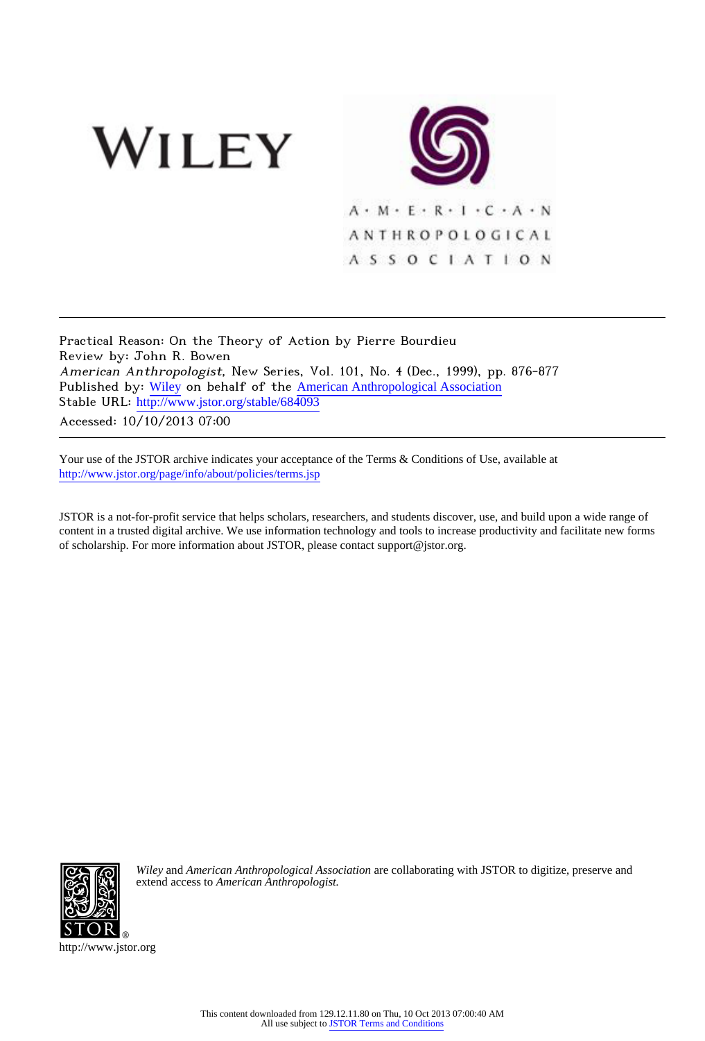WILEY

A · M · E · R · I · C · A · N
ANTHROPOLOGICAL
ASSOCIATION

---

Practical Reason: On the Theory of Action by Pierre Bourdieu
Review by: John R. Bowen
*American Anthropologist*, New Series, Vol. 101, No. 4 (Dec., 1999), pp. 876-877
Published by: Wiley on behalf of the American Anthropological Association
Stable URL: http://www.jstor.org/stable/684093
Accessed: 10/10/2013 07:00

---

Your use of the JSTOR archive indicates your acceptance of the Terms & Conditions of Use, available at
http://www.jstor.org/page/info/about/policies/terms.jsp

JSTOR is a not-for-profit service that helps scholars, researchers, and students discover, use, and build upon a wide range of content in a trusted digital archive. We use information technology and tools to increase productivity and facilitate new forms of scholarship. For more information about JSTOR, please contact support@jstor.org.

*Wiley* and *American Anthropological Association* are collaborating with JSTOR to digitize, preserve and extend access to *American Anthropologist.*

http://www.jstor.org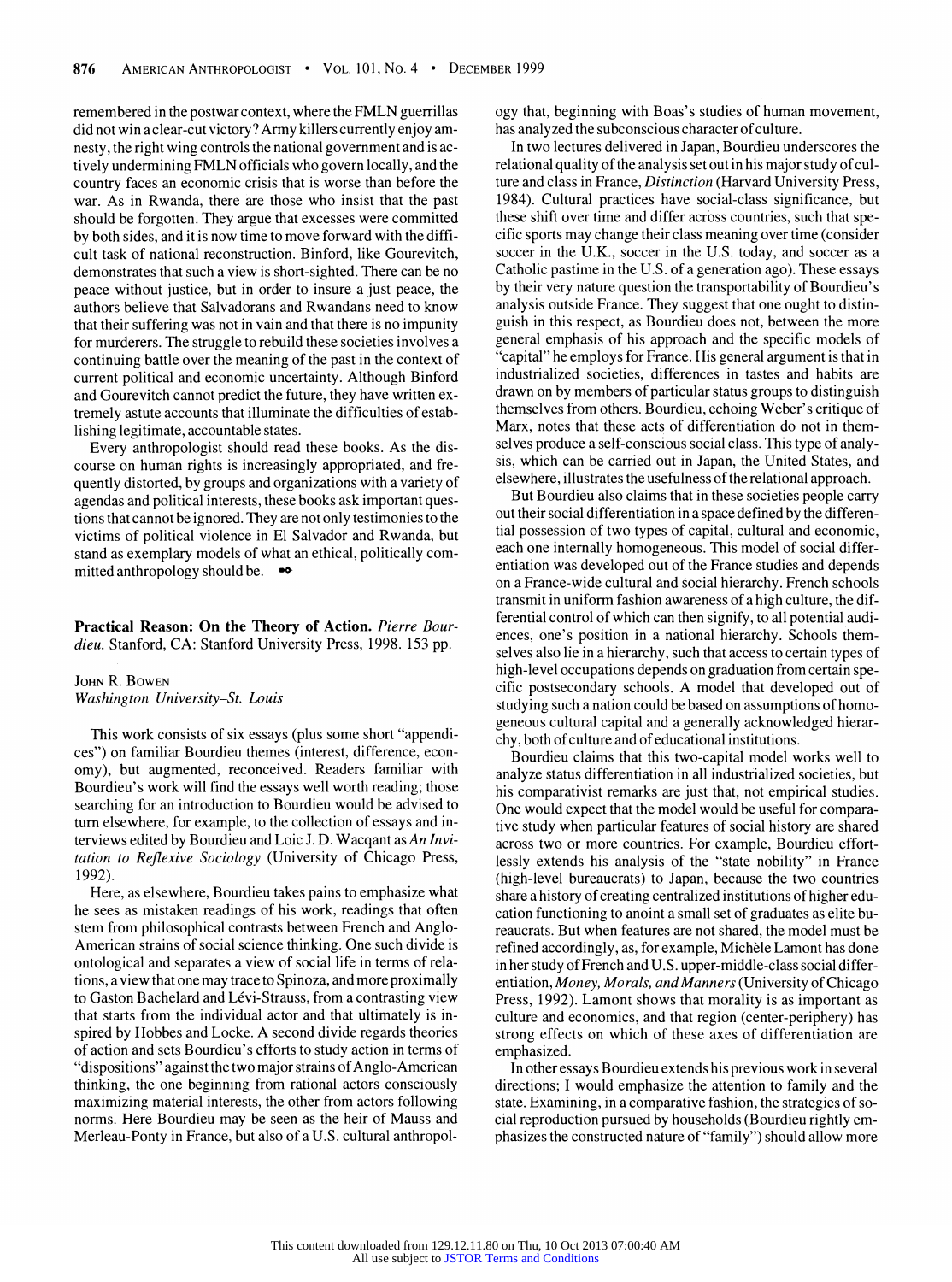remembered in the postwar context, where the FMLN guerrillas did not win a clear-cut victory? Army killers currently enjoy amnesty, the right wing controls the national government and is actively undermining FMLN officials who govern locally, and the country faces an economic crisis that is worse than before the war. As in Rwanda, there are those who insist that the past should be forgotten. They argue that excesses were committed by both sides, and it is now time to move forward with the difficult task of national reconstruction. Binford, like Gourevitch, demonstrates that such a view is short-sighted. There can be no peace without justice, but in order to insure a just peace, the authors believe that Salvadorans and Rwandans need to know that their suffering was not in vain and that there is no impunity for murderers. The struggle to rebuild these societies involves a continuing battle over the meaning of the past in the context of current political and economic uncertainty. Although Binford and Gourevitch cannot predict the future, they have written extremely astute accounts that illuminate the difficulties of establishing legitimate, accountable states.

Every anthropologist should read these books. As the discourse on human rights is increasingly appropriated, and frequently distorted, by groups and organizations with a variety of agendas and political interests, these books ask important questions that cannot be ignored. They are not only testimonies to the victims of political violence in El Salvador and Rwanda, but stand as exemplary models of what an ethical, politically committed anthropology should be.

**Practical Reason: On the Theory of Action.** *Pierre Bourdieu.* Stanford, CA: Stanford University Press, 1998. 153 pp.

JOHN R. BOWEN
*Washington University–St. Louis*

This work consists of six essays (plus some short "appendices") on familiar Bourdieu themes (interest, difference, economy), but augmented, reconceived. Readers familiar with Bourdieu's work will find the essays well worth reading; those searching for an introduction to Bourdieu would be advised to turn elsewhere, for example, to the collection of essays and interviews edited by Bourdieu and Loic J. D. Wacqant as *An Invitation to Reflexive Sociology* (University of Chicago Press, 1992).

Here, as elsewhere, Bourdieu takes pains to emphasize what he sees as mistaken readings of his work, readings that often stem from philosophical contrasts between French and Anglo-American strains of social science thinking. One such divide is ontological and separates a view of social life in terms of relations, a view that one may trace to Spinoza, and more proximally to Gaston Bachelard and Lévi-Strauss, from a contrasting view that starts from the individual actor and that ultimately is inspired by Hobbes and Locke. A second divide regards theories of action and sets Bourdieu's efforts to study action in terms of "dispositions" against the two major strains of Anglo-American thinking, the one beginning from rational actors consciously maximizing material interests, the other from actors following norms. Here Bourdieu may be seen as the heir of Mauss and Merleau-Ponty in France, but also of a U.S. cultural anthropology that, beginning with Boas's studies of human movement, has analyzed the subconscious character of culture.

In two lectures delivered in Japan, Bourdieu underscores the relational quality of the analysis set out in his major study of culture and class in France, *Distinction* (Harvard University Press, 1984). Cultural practices have social-class significance, but these shift over time and differ across countries, such that specific sports may change their class meaning over time (consider soccer in the U.K., soccer in the U.S. today, and soccer as a Catholic pastime in the U.S. of a generation ago). These essays by their very nature question the transportability of Bourdieu's analysis outside France. They suggest that one ought to distinguish in this respect, as Bourdieu does not, between the more general emphasis of his approach and the specific models of "capital" he employs for France. His general argument is that in industrialized societies, differences in tastes and habits are drawn on by members of particular status groups to distinguish themselves from others. Bourdieu, echoing Weber's critique of Marx, notes that these acts of differentiation do not in themselves produce a self-conscious social class. This type of analysis, which can be carried out in Japan, the United States, and elsewhere, illustrates the usefulness of the relational approach.

But Bourdieu also claims that in these societies people carry out their social differentiation in a space defined by the differential possession of two types of capital, cultural and economic, each one internally homogeneous. This model of social differentiation was developed out of the France studies and depends on a France-wide cultural and social hierarchy. French schools transmit in uniform fashion awareness of a high culture, the differential control of which can then signify, to all potential audiences, one's position in a national hierarchy. Schools themselves also lie in a hierarchy, such that access to certain types of high-level occupations depends on graduation from certain specific postsecondary schools. A model that developed out of studying such a nation could be based on assumptions of homogeneous cultural capital and a generally acknowledged hierarchy, both of culture and of educational institutions.

Bourdieu claims that this two-capital model works well to analyze status differentiation in all industrialized societies, but his comparativist remarks are just that, not empirical studies. One would expect that the model would be useful for comparative study when particular features of social history are shared across two or more countries. For example, Bourdieu effortlessly extends his analysis of the "state nobility" in France (high-level bureaucrats) to Japan, because the two countries share a history of creating centralized institutions of higher education functioning to anoint a small set of graduates as elite bureaucrats. But when features are not shared, the model must be refined accordingly, as, for example, Michèle Lamont has done in her study of French and U.S. upper-middle-class social differentiation, *Money, Morals, and Manners* (University of Chicago Press, 1992). Lamont shows that morality is as important as culture and economics, and that region (center-periphery) has strong effects on which of these axes of differentiation are emphasized.

In other essays Bourdieu extends his previous work in several directions; I would emphasize the attention to family and the state. Examining, in a comparative fashion, the strategies of social reproduction pursued by households (Bourdieu rightly emphasizes the constructed nature of "family") should allow more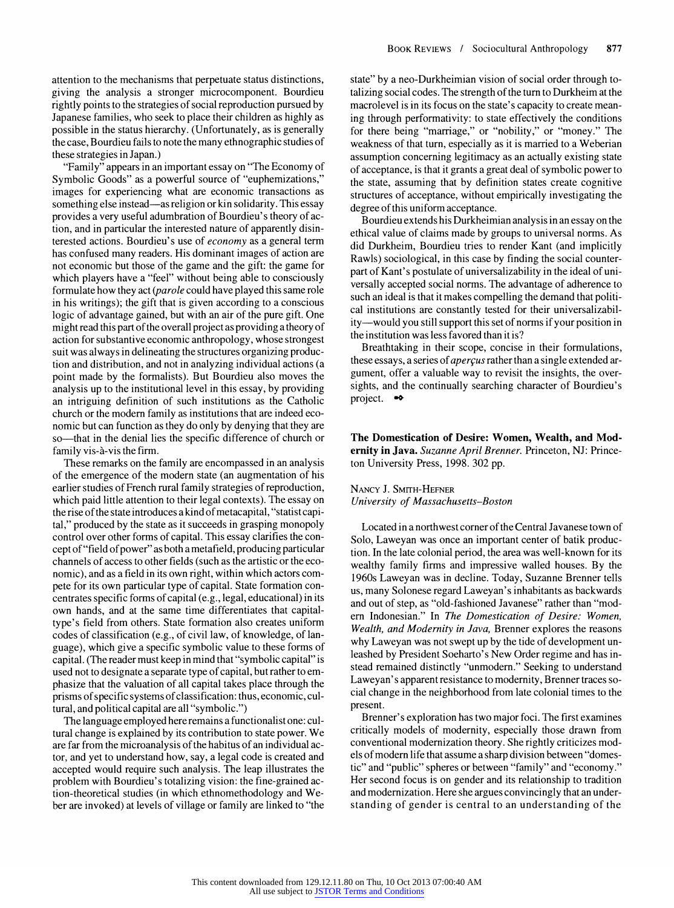attention to the mechanisms that perpetuate status distinctions, giving the analysis a stronger microcomponent. Bourdieu rightly points to the strategies of social reproduction pursued by Japanese families, who seek to place their children as highly as possible in the status hierarchy. (Unfortunately, as is generally the case, Bourdieu fails to note the many ethnographic studies of these strategies in Japan.)

"Family" appears in an important essay on "The Economy of Symbolic Goods" as a powerful source of "euphemizations," images for experiencing what are economic transactions as something else instead—as religion or kin solidarity. This essay provides a very useful adumbration of Bourdieu's theory of action, and in particular the interested nature of apparently disinterested actions. Bourdieu's use of *economy* as a general term has confused many readers. His dominant images of action are not economic but those of the game and the gift: the game for which players have a "feel" without being able to consciously formulate how they act (*parole* could have played this same role in his writings); the gift that is given according to a conscious logic of advantage gained, but with an air of the pure gift. One might read this part of the overall project as providing a theory of action for substantive economic anthropology, whose strongest suit was always in delineating the structures organizing production and distribution, and not in analyzing individual actions (a point made by the formalists). But Bourdieu also moves the analysis up to the institutional level in this essay, by providing an intriguing definition of such institutions as the Catholic church or the modern family as institutions that are indeed economic but can function as they do only by denying that they are so—that in the denial lies the specific difference of church or family vis-à-vis the firm.

These remarks on the family are encompassed in an analysis of the emergence of the modern state (an augmentation of his earlier studies of French rural family strategies of reproduction, which paid little attention to their legal contexts). The essay on the rise of the state introduces a kind of metacapital, "statist capital," produced by the state as it succeeds in grasping monopoly control over other forms of capital. This essay clarifies the concept of "field of power" as both a metafield, producing particular channels of access to other fields (such as the artistic or the economic), and as a field in its own right, within which actors compete for its own particular type of capital. State formation concentrates specific forms of capital (e.g., legal, educational) in its own hands, and at the same time differentiates that capital-type's field from others. State formation also creates uniform codes of classification (e.g., of civil law, of knowledge, of language), which give a specific symbolic value to these forms of capital. (The reader must keep in mind that "symbolic capital" is used not to designate a separate type of capital, but rather to emphasize that the valuation of all capital takes place through the prisms of specific systems of classification: thus, economic, cultural, and political capital are all "symbolic.")

The language employed here remains a functionalist one: cultural change is explained by its contribution to state power. We are far from the microanalysis of the habitus of an individual actor, and yet to understand how, say, a legal code is created and accepted would require such analysis. The leap illustrates the problem with Bourdieu's totalizing vision: the fine-grained action-theoretical studies (in which ethnomethodology and Weber are invoked) at levels of village or family are linked to "the state" by a neo-Durkheimian vision of social order through totalizing social codes. The strength of the turn to Durkheim at the macrolevel is in its focus on the state's capacity to create meaning through performativity: to state effectively the conditions for there being "marriage," or "nobility," or "money." The weakness of that turn, especially as it is married to a Weberian assumption concerning legitimacy as an actually existing state of acceptance, is that it grants a great deal of symbolic power to the state, assuming that by definition states create cognitive structures of acceptance, without empirically investigating the degree of this uniform acceptance.

Bourdieu extends his Durkheimian analysis in an essay on the ethical value of claims made by groups to universal norms. As did Durkheim, Bourdieu tries to render Kant (and implicitly Rawls) sociological, in this case by finding the social counterpart of Kant's postulate of universalizability in the ideal of universally accepted social norms. The advantage of adherence to such an ideal is that it makes compelling the demand that political institutions are constantly tested for their universalizability—would you still support this set of norms if your position in the institution was less favored than it is?

Breathtaking in their scope, concise in their formulations, these essays, a series of *aperçus* rather than a single extended argument, offer a valuable way to revisit the insights, the oversights, and the continually searching character of Bourdieu's project.

**The Domestication of Desire: Women, Wealth, and Modernity in Java.** *Suzanne April Brenner.* Princeton, NJ: Princeton University Press, 1998. 302 pp.

NANCY J. SMITH-HEFNER
*University of Massachusetts–Boston*

Located in a northwest corner of the Central Javanese town of Solo, Laweyan was once an important center of batik production. In the late colonial period, the area was well-known for its wealthy family firms and impressive walled houses. By the 1960s Laweyan was in decline. Today, Suzanne Brenner tells us, many Solonese regard Laweyan's inhabitants as backwards and out of step, as "old-fashioned Javanese" rather than "modern Indonesian." In *The Domestication of Desire: Women, Wealth, and Modernity in Java,* Brenner explores the reasons why Laweyan was not swept up by the tide of development unleashed by President Soeharto's New Order regime and has instead remained distinctly "unmodern." Seeking to understand Laweyan's apparent resistance to modernity, Brenner traces social change in the neighborhood from late colonial times to the present.

Brenner's exploration has two major foci. The first examines critically models of modernity, especially those drawn from conventional modernization theory. She rightly criticizes models of modern life that assume a sharp division between "domestic" and "public" spheres or between "family" and "economy." Her second focus is on gender and its relationship to tradition and modernization. Here she argues convincingly that an understanding of gender is central to an understanding of the